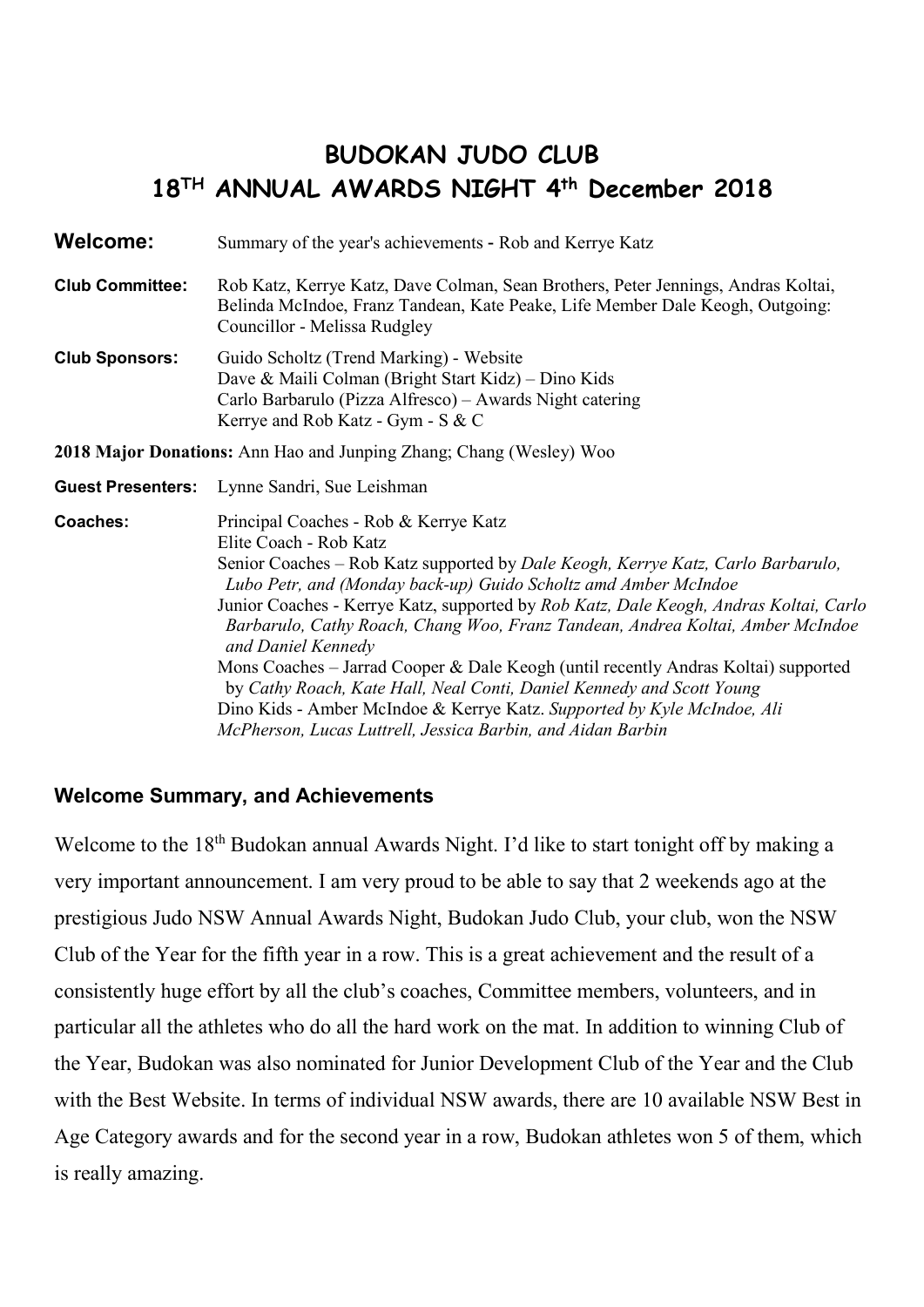# BUDOKAN JUDO CLUB
# 18TH ANNUAL AWARDS NIGHT 4th December 2018

**Welcome:** Summary of the year's achievements - Rob and Kerrye Katz

**Club Committee:** Rob Katz, Kerrye Katz, Dave Colman, Sean Brothers, Peter Jennings, Andras Koltai, Belinda McIndoe, Franz Tandean, Kate Peake, Life Member Dale Keogh, Outgoing: Councillor - Melissa Rudgley

**Club Sponsors:** Guido Scholtz (Trend Marking) - Website
Dave & Maili Colman (Bright Start Kidz) – Dino Kids
Carlo Barbarulo (Pizza Alfresco) – Awards Night catering
Kerrye and Rob Katz - Gym - S & C

**2018 Major Donations:** Ann Hao and Junping Zhang; Chang (Wesley) Woo

**Guest Presenters:** Lynne Sandri, Sue Leishman

**Coaches:** Principal Coaches - Rob & Kerrye Katz
Elite Coach - Rob Katz
Senior Coaches – Rob Katz supported by *Dale Keogh, Kerrye Katz, Carlo Barbarulo, Lubo Petr, and (Monday back-up) Guido Scholtz amd Amber McIndoe*
Junior Coaches - Kerrye Katz, supported by *Rob Katz, Dale Keogh, Andras Koltai, Carlo Barbarulo, Cathy Roach, Chang Woo, Franz Tandean, Andrea Koltai, Amber McIndoe and Daniel Kennedy*
Mons Coaches – Jarrad Cooper & Dale Keogh (until recently Andras Koltai) supported by *Cathy Roach, Kate Hall, Neal Conti, Daniel Kennedy and Scott Young*
Dino Kids - Amber McIndoe & Kerrye Katz. *Supported by Kyle McIndoe, Ali McPherson, Lucas Luttrell, Jessica Barbin, and Aidan Barbin*

## Welcome Summary, and Achievements

Welcome to the 18th Budokan annual Awards Night. I'd like to start tonight off by making a very important announcement. I am very proud to be able to say that 2 weekends ago at the prestigious Judo NSW Annual Awards Night, Budokan Judo Club, your club, won the NSW Club of the Year for the fifth year in a row. This is a great achievement and the result of a consistently huge effort by all the club's coaches, Committee members, volunteers, and in particular all the athletes who do all the hard work on the mat. In addition to winning Club of the Year, Budokan was also nominated for Junior Development Club of the Year and the Club with the Best Website. In terms of individual NSW awards, there are 10 available NSW Best in Age Category awards and for the second year in a row, Budokan athletes won 5 of them, which is really amazing.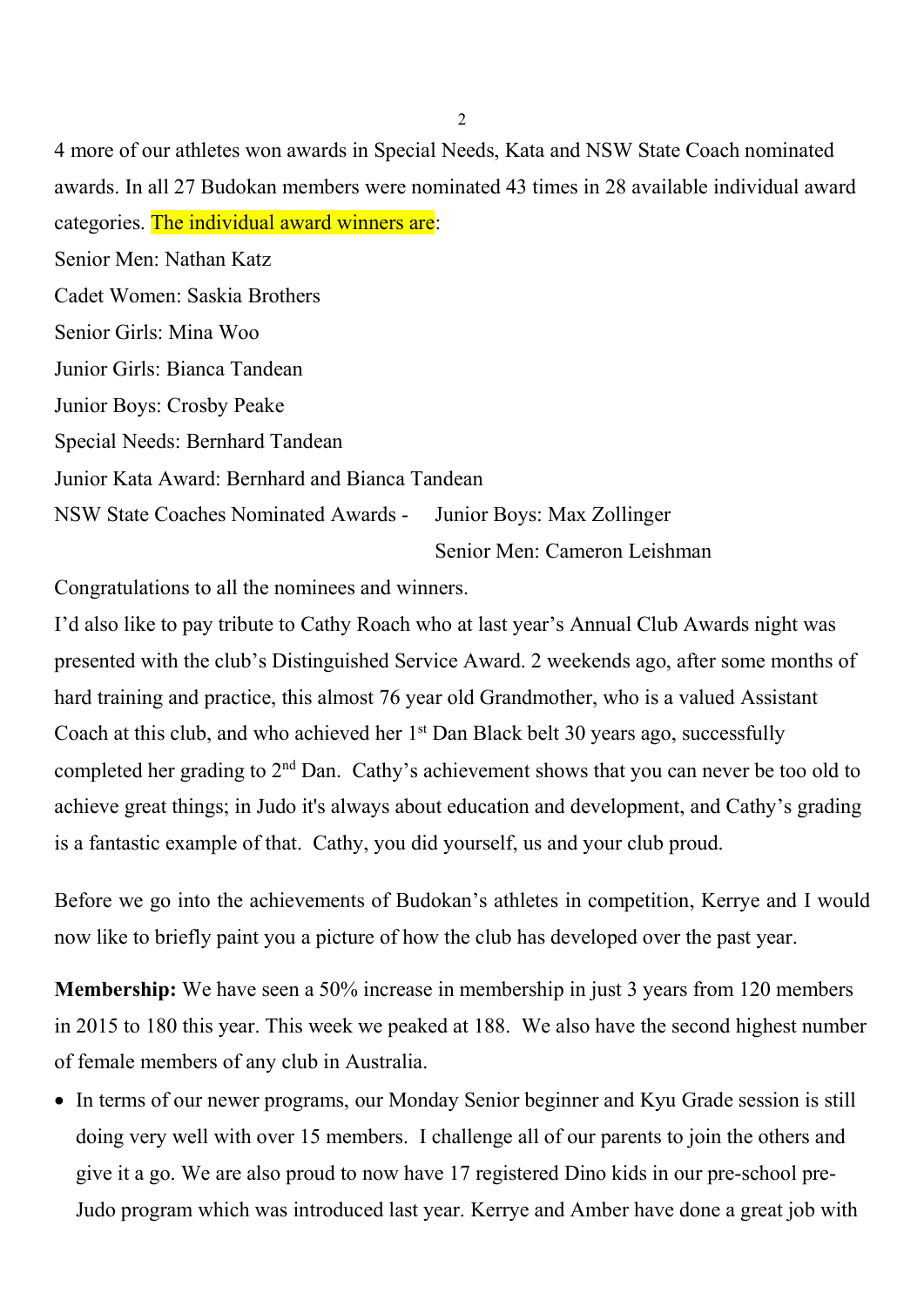4 more of our athletes won awards in Special Needs, Kata and NSW State Coach nominated awards. In all 27 Budokan members were nominated 43 times in 28 available individual award categories. The individual award winners are:

Senior Men: Nathan Katz

Cadet Women: Saskia Brothers

Senior Girls: Mina Woo

Junior Girls: Bianca Tandean

Junior Boys: Crosby Peake

Special Needs: Bernhard Tandean

Junior Kata Award: Bernhard and Bianca Tandean

NSW State Coaches Nominated Awards - Junior Boys: Max Zollinger

Senior Men: Cameron Leishman

Congratulations to all the nominees and winners.

I'd also like to pay tribute to Cathy Roach who at last year's Annual Club Awards night was presented with the club's Distinguished Service Award. 2 weekends ago, after some months of hard training and practice, this almost 76 year old Grandmother, who is a valued Assistant Coach at this club, and who achieved her 1st Dan Black belt 30 years ago, successfully completed her grading to 2nd Dan. Cathy's achievement shows that you can never be too old to achieve great things; in Judo it's always about education and development, and Cathy's grading is a fantastic example of that. Cathy, you did yourself, us and your club proud.

Before we go into the achievements of Budokan's athletes in competition, Kerrye and I would now like to briefly paint you a picture of how the club has developed over the past year.

**Membership:** We have seen a 50% increase in membership in just 3 years from 120 members in 2015 to 180 this year. This week we peaked at 188. We also have the second highest number of female members of any club in Australia.

- In terms of our newer programs, our Monday Senior beginner and Kyu Grade session is still doing very well with over 15 members. I challenge all of our parents to join the others and give it a go. We are also proud to now have 17 registered Dino kids in our pre-school pre-Judo program which was introduced last year. Kerrye and Amber have done a great job with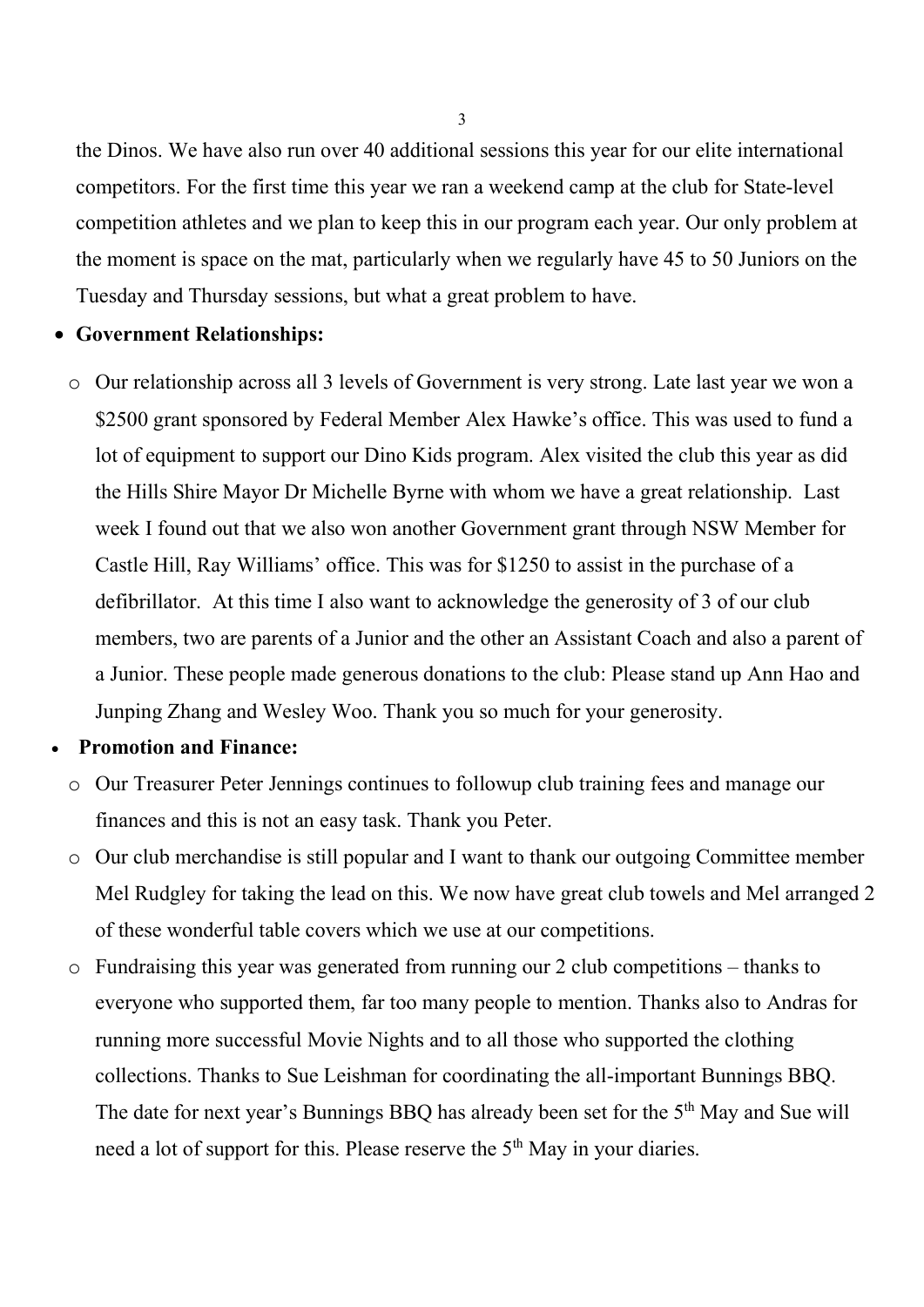the Dinos. We have also run over 40 additional sessions this year for our elite international competitors. For the first time this year we ran a weekend camp at the club for State-level competition athletes and we plan to keep this in our program each year. Our only problem at the moment is space on the mat, particularly when we regularly have 45 to 50 Juniors on the Tuesday and Thursday sessions, but what a great problem to have.

- **Government Relationships:**
  - Our relationship across all 3 levels of Government is very strong. Late last year we won a $2500 grant sponsored by Federal Member Alex Hawke's office. This was used to fund a lot of equipment to support our Dino Kids program. Alex visited the club this year as did the Hills Shire Mayor Dr Michelle Byrne with whom we have a great relationship. Last week I found out that we also won another Government grant through NSW Member for Castle Hill, Ray Williams' office. This was for $1250 to assist in the purchase of a defibrillator. At this time I also want to acknowledge the generosity of 3 of our club members, two are parents of a Junior and the other an Assistant Coach and also a parent of a Junior. These people made generous donations to the club: Please stand up Ann Hao and Junping Zhang and Wesley Woo. Thank you so much for your generosity.
- **Promotion and Finance:**
  - Our Treasurer Peter Jennings continues to followup club training fees and manage our finances and this is not an easy task. Thank you Peter.
  - Our club merchandise is still popular and I want to thank our outgoing Committee member Mel Rudgley for taking the lead on this. We now have great club towels and Mel arranged 2 of these wonderful table covers which we use at our competitions.
  - Fundraising this year was generated from running our 2 club competitions – thanks to everyone who supported them, far too many people to mention. Thanks also to Andras for running more successful Movie Nights and to all those who supported the clothing collections. Thanks to Sue Leishman for coordinating the all-important Bunnings BBQ. The date for next year's Bunnings BBQ has already been set for the 5th May and Sue will need a lot of support for this. Please reserve the 5th May in your diaries.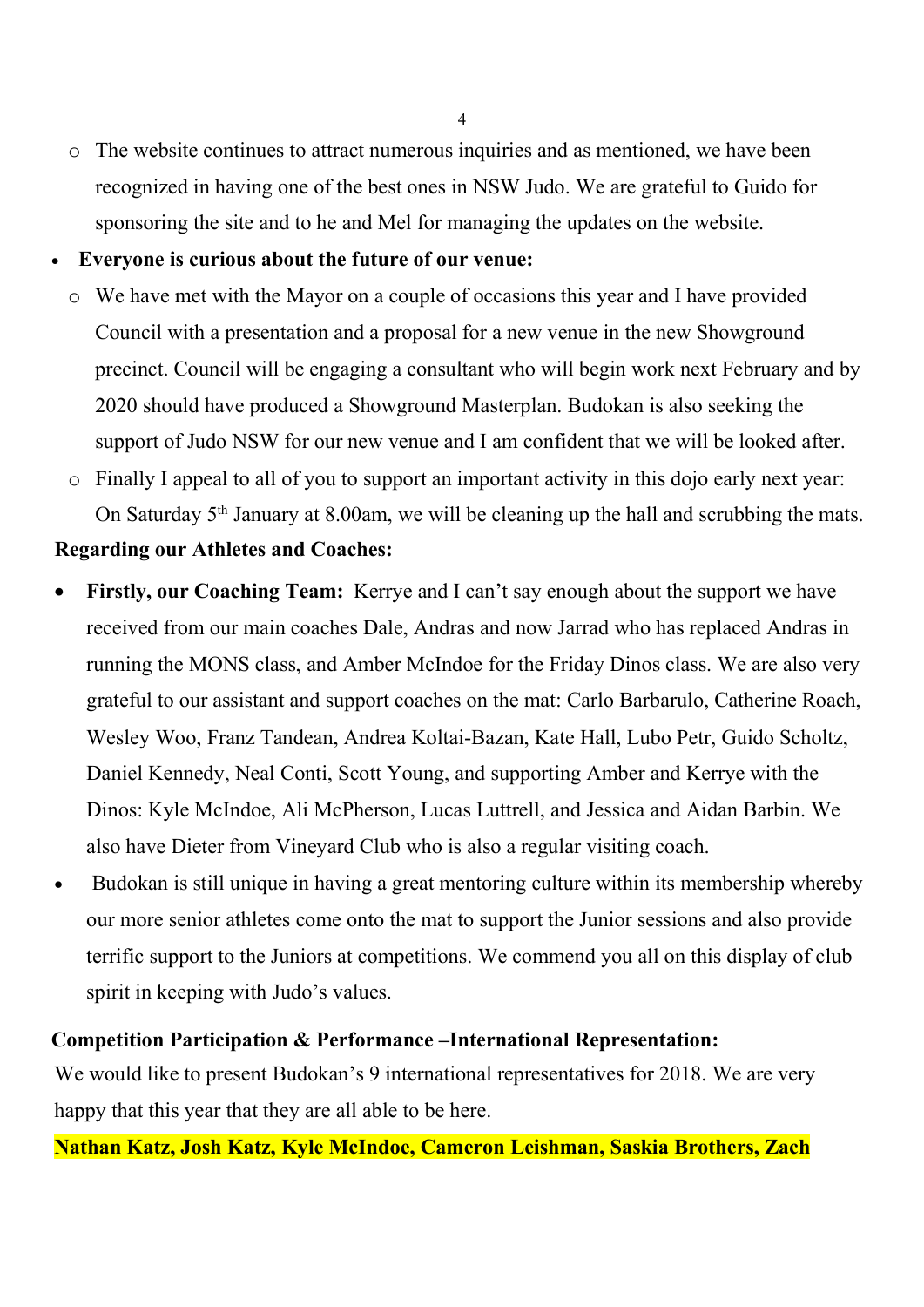- The website continues to attract numerous inquiries and as mentioned, we have been recognized in having one of the best ones in NSW Judo. We are grateful to Guido for sponsoring the site and to he and Mel for managing the updates on the website.

- **Everyone is curious about the future of our venue:**
  - We have met with the Mayor on a couple of occasions this year and I have provided Council with a presentation and a proposal for a new venue in the new Showground precinct. Council will be engaging a consultant who will begin work next February and by 2020 should have produced a Showground Masterplan. Budokan is also seeking the support of Judo NSW for our new venue and I am confident that we will be looked after.
  - Finally I appeal to all of you to support an important activity in this dojo early next year: On Saturday 5th January at 8.00am, we will be cleaning up the hall and scrubbing the mats.

**Regarding our Athletes and Coaches:**

- **Firstly, our Coaching Team:** Kerrye and I can't say enough about the support we have received from our main coaches Dale, Andras and now Jarrad who has replaced Andras in running the MONS class, and Amber McIndoe for the Friday Dinos class. We are also very grateful to our assistant and support coaches on the mat: Carlo Barbarulo, Catherine Roach, Wesley Woo, Franz Tandean, Andrea Koltai-Bazan, Kate Hall, Lubo Petr, Guido Scholtz, Daniel Kennedy, Neal Conti, Scott Young, and supporting Amber and Kerrye with the Dinos: Kyle McIndoe, Ali McPherson, Lucas Luttrell, and Jessica and Aidan Barbin. We also have Dieter from Vineyard Club who is also a regular visiting coach.
- Budokan is still unique in having a great mentoring culture within its membership whereby our more senior athletes come onto the mat to support the Junior sessions and also provide terrific support to the Juniors at competitions. We commend you all on this display of club spirit in keeping with Judo's values.

**Competition Participation & Performance –International Representation:**

We would like to present Budokan's 9 international representatives for 2018. We are very happy that this year that they are all able to be here.

**Nathan Katz, Josh Katz, Kyle McIndoe, Cameron Leishman, Saskia Brothers, Zach**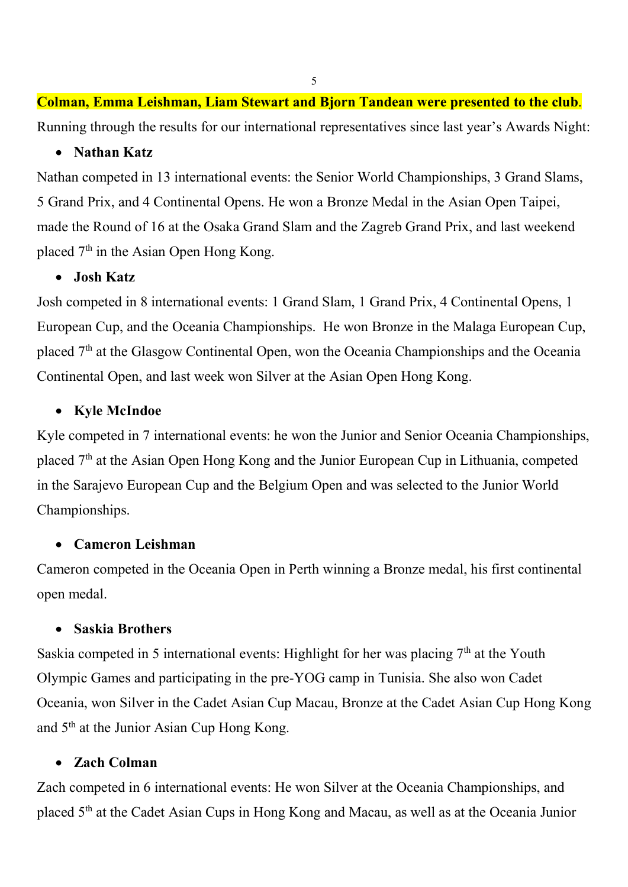**Colman, Emma Leishman, Liam Stewart and Bjorn Tandean were presented to the club**.

Running through the results for our international representatives since last year's Awards Night:

- **Nathan Katz**

Nathan competed in 13 international events: the Senior World Championships, 3 Grand Slams, 5 Grand Prix, and 4 Continental Opens. He won a Bronze Medal in the Asian Open Taipei, made the Round of 16 at the Osaka Grand Slam and the Zagreb Grand Prix, and last weekend placed 7th in the Asian Open Hong Kong.

- **Josh Katz**

Josh competed in 8 international events: 1 Grand Slam, 1 Grand Prix, 4 Continental Opens, 1 European Cup, and the Oceania Championships. He won Bronze in the Malaga European Cup, placed 7th at the Glasgow Continental Open, won the Oceania Championships and the Oceania Continental Open, and last week won Silver at the Asian Open Hong Kong.

- **Kyle McIndoe**

Kyle competed in 7 international events: he won the Junior and Senior Oceania Championships, placed 7th at the Asian Open Hong Kong and the Junior European Cup in Lithuania, competed in the Sarajevo European Cup and the Belgium Open and was selected to the Junior World Championships.

- **Cameron Leishman**

Cameron competed in the Oceania Open in Perth winning a Bronze medal, his first continental open medal.

- **Saskia Brothers**

Saskia competed in 5 international events: Highlight for her was placing 7th at the Youth Olympic Games and participating in the pre-YOG camp in Tunisia. She also won Cadet Oceania, won Silver in the Cadet Asian Cup Macau, Bronze at the Cadet Asian Cup Hong Kong and 5th at the Junior Asian Cup Hong Kong.

- **Zach Colman**

Zach competed in 6 international events: He won Silver at the Oceania Championships, and placed 5th at the Cadet Asian Cups in Hong Kong and Macau, as well as at the Oceania Junior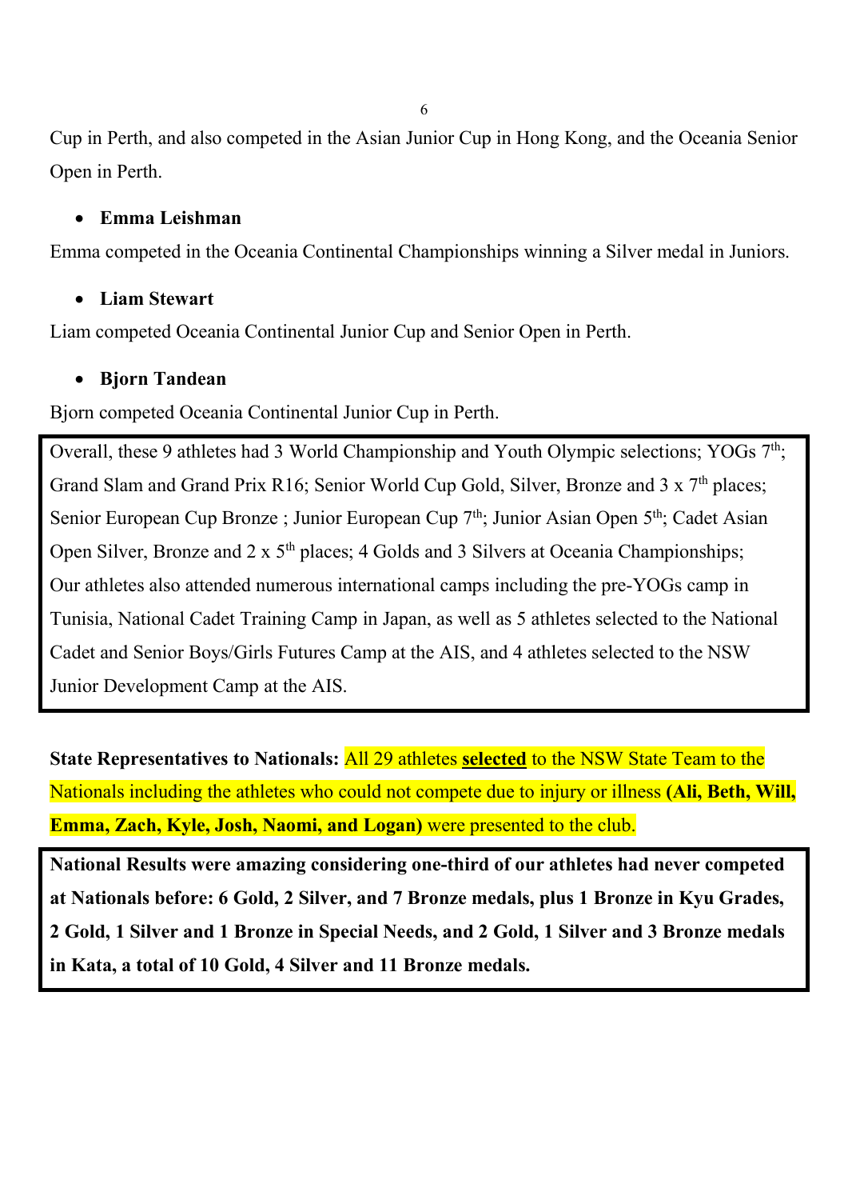Cup in Perth, and also competed in the Asian Junior Cup in Hong Kong, and the Oceania Senior Open in Perth.

- **Emma Leishman**

Emma competed in the Oceania Continental Championships winning a Silver medal in Juniors.

- **Liam Stewart**

Liam competed Oceania Continental Junior Cup and Senior Open in Perth.

- **Bjorn Tandean**

Bjorn competed Oceania Continental Junior Cup in Perth.

Overall, these 9 athletes had 3 World Championship and Youth Olympic selections; YOGs 7th; Grand Slam and Grand Prix R16; Senior World Cup Gold, Silver, Bronze and 3 x 7th places; Senior European Cup Bronze ; Junior European Cup 7th; Junior Asian Open 5th; Cadet Asian Open Silver, Bronze and 2 x 5th places; 4 Golds and 3 Silvers at Oceania Championships; Our athletes also attended numerous international camps including the pre-YOGs camp in Tunisia, National Cadet Training Camp in Japan, as well as 5 athletes selected to the National Cadet and Senior Boys/Girls Futures Camp at the AIS, and 4 athletes selected to the NSW Junior Development Camp at the AIS.

**State Representatives to Nationals:** All 29 athletes **selected** to the NSW State Team to the Nationals including the athletes who could not compete due to injury or illness **(Ali, Beth, Will, Emma, Zach, Kyle, Josh, Naomi, and Logan)** were presented to the club.

**National Results were amazing considering one-third of our athletes had never competed at Nationals before: 6 Gold, 2 Silver, and 7 Bronze medals, plus 1 Bronze in Kyu Grades, 2 Gold, 1 Silver and 1 Bronze in Special Needs, and 2 Gold, 1 Silver and 3 Bronze medals in Kata, a total of 10 Gold, 4 Silver and 11 Bronze medals.**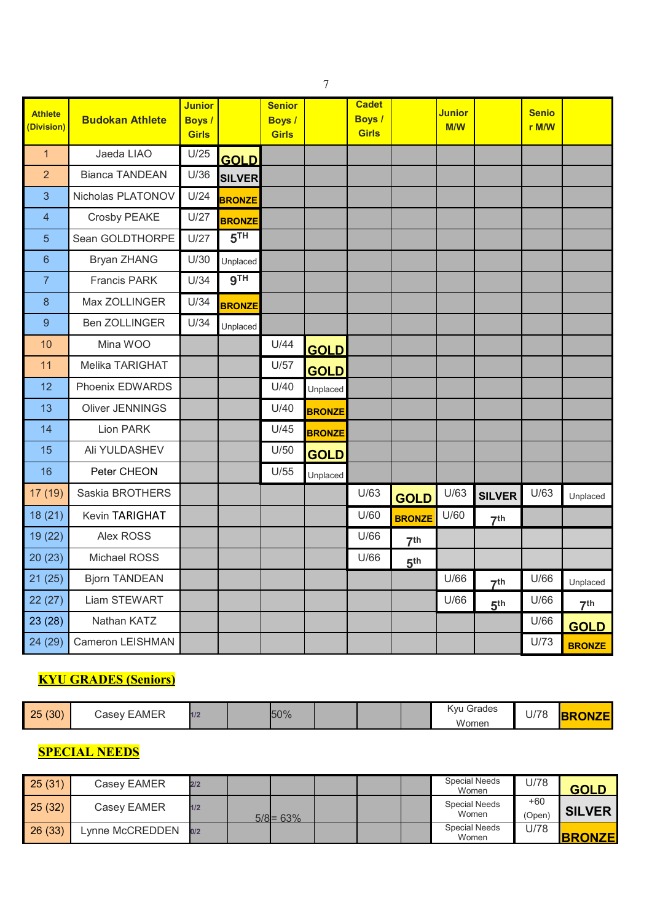| Athlete (Division) | Budokan Athlete | Junior Boys / Girls | | Senior Boys / Girls | | Cadet Boys / Girls | | Junior M/W | | Senior M/W | |
|---|---|---|---|---|---|---|---|---|---|---|---|
| 1 | Jaeda LIAO | U/25 | GOLD | | | | | | | | |
| 2 | Bianca TANDEAN | U/36 | SILVER | | | | | | | | |
| 3 | Nicholas PLATONOV | U/24 | BRONZE | | | | | | | | |
| 4 | Crosby PEAKE | U/27 | BRONZE | | | | | | | | |
| 5 | Sean GOLDTHORPE | U/27 | 5TH | | | | | | | | |
| 6 | Bryan ZHANG | U/30 | Unplaced | | | | | | | | |
| 7 | Francis PARK | U/34 | 9TH | | | | | | | | |
| 8 | Max ZOLLINGER | U/34 | BRONZE | | | | | | | | |
| 9 | Ben ZOLLINGER | U/34 | Unplaced | | | | | | | | |
| 10 | Mina WOO | | | U/44 | GOLD | | | | | | |
| 11 | Melika TARIGHAT | | | U/57 | GOLD | | | | | | |
| 12 | Phoenix EDWARDS | | | U/40 | Unplaced | | | | | | |
| 13 | Oliver JENNINGS | | | U/40 | BRONZE | | | | | | |
| 14 | Lion PARK | | | U/45 | BRONZE | | | | | | |
| 15 | Ali YULDASHEV | | | U/50 | GOLD | | | | | | |
| 16 | Peter CHEON | | | U/55 | Unplaced | | | | | | |
| 17 (19) | Saskia BROTHERS | | | | | U/63 | GOLD | U/63 | SILVER | U/63 | Unplaced |
| 18 (21) | Kevin TARIGHAT | | | | | U/60 | BRONZE | U/60 | 7th | | |
| 19 (22) | Alex ROSS | | | | | U/66 | 7th | | | | |
| 20 (23) | Michael ROSS | | | | | U/66 | 5th | | | | |
| 21 (25) | Bjorn TANDEAN | | | | | | | U/66 | 7th | U/66 | Unplaced |
| 22 (27) | Liam STEWART | | | | | | | U/66 | 5th | U/66 | 7th |
| 23 (28) | Nathan KATZ | | | | | | | | | U/66 | GOLD |
| 24 (29) | Cameron LEISHMAN | | | | | | | | | U/73 | BRONZE |

## KYU GRADES (Seniors)

| | | | | | | | | | | |
|---|---|---|---|---|---|---|---|---|---|---|
| 25 (30) | Casey EAMER | 1/2 | | 50% | | | | Kyu Grades Women | U/78 | BRONZE |

## SPECIAL NEEDS

| | | | | | | | | | | |
|---|---|---|---|---|---|---|---|---|---|---|
| 25 (31) | Casey EAMER | 2/2 | | | | | | Special Needs Women | U/78 | GOLD |
| 25 (32) | Casey EAMER | 1/2 | 5/8= 63% | | | | | Special Needs Women | +60 (Open) | SILVER |
| 26 (33) | Lynne McCREDDEN | 0/2 | | | | | | Special Needs Women | U/78 | BRONZE |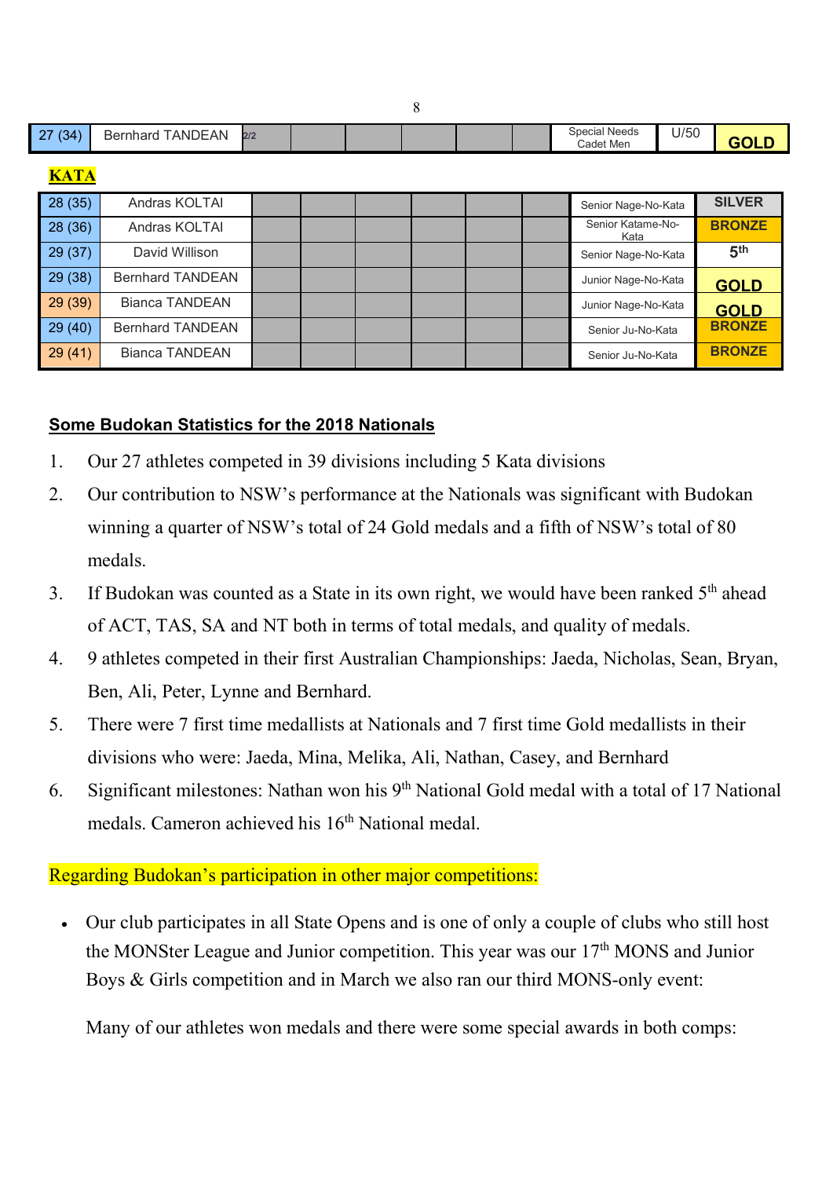| 27 (34) | Bernhard TANDEAN | 2/2 | | | | | | Special Needs Cadet Men | U/50 | GOLD |
|---|---|---|---|---|---|---|---|---|---|---|

**KATA**

| 28 (35) | Andras KOLTAI | | | | | | | Senior Nage-No-Kata | SILVER |
|---|---|---|---|---|---|---|---|---|---|
| 28 (36) | Andras KOLTAI | | | | | | | Senior Katame-No-Kata | BRONZE |
| 29 (37) | David Willison | | | | | | | Senior Nage-No-Kata | 5th |
| 29 (38) | Bernhard TANDEAN | | | | | | | Junior Nage-No-Kata | GOLD |
| 29 (39) | Bianca TANDEAN | | | | | | | Junior Nage-No-Kata | GOLD |
| 29 (40) | Bernhard TANDEAN | | | | | | | Senior Ju-No-Kata | BRONZE |
| 29 (41) | Bianca TANDEAN | | | | | | | Senior Ju-No-Kata | BRONZE |

**Some Budokan Statistics for the 2018 Nationals**

1. Our 27 athletes competed in 39 divisions including 5 Kata divisions
2. Our contribution to NSW's performance at the Nationals was significant with Budokan winning a quarter of NSW's total of 24 Gold medals and a fifth of NSW's total of 80 medals.
3. If Budokan was counted as a State in its own right, we would have been ranked 5th ahead of ACT, TAS, SA and NT both in terms of total medals, and quality of medals.
4. 9 athletes competed in their first Australian Championships: Jaeda, Nicholas, Sean, Bryan, Ben, Ali, Peter, Lynne and Bernhard.
5. There were 7 first time medallists at Nationals and 7 first time Gold medallists in their divisions who were: Jaeda, Mina, Melika, Ali, Nathan, Casey, and Bernhard
6. Significant milestones: Nathan won his 9th National Gold medal with a total of 17 National medals. Cameron achieved his 16th National medal.

Regarding Budokan's participation in other major competitions:

- Our club participates in all State Opens and is one of only a couple of clubs who still host the MONSter League and Junior competition. This year was our 17th MONS and Junior Boys & Girls competition and in March we also ran our third MONS-only event:

  Many of our athletes won medals and there were some special awards in both comps: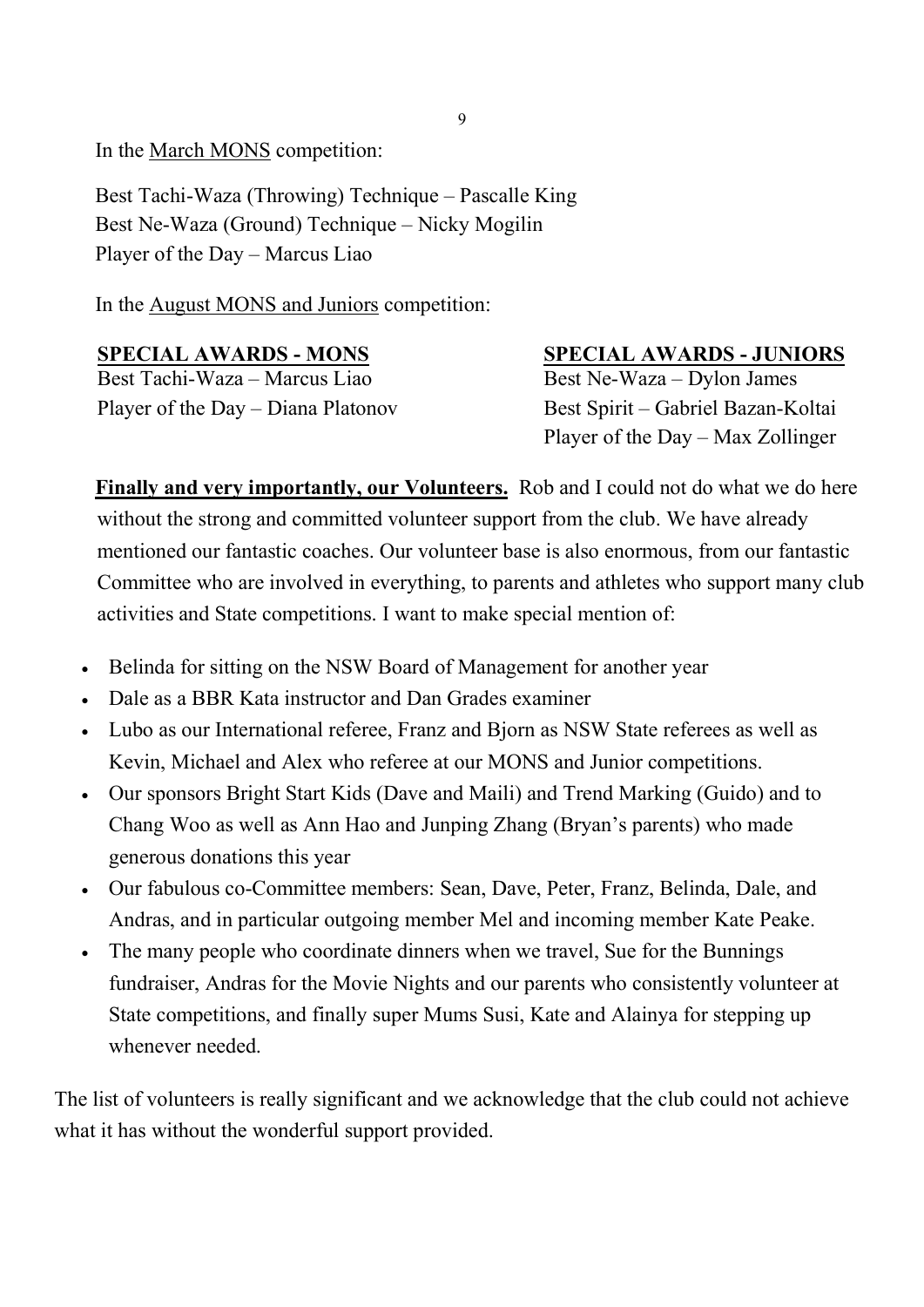In the <u>March MONS</u> competition:

Best Tachi-Waza (Throwing) Technique – Pascalle King
Best Ne-Waza (Ground) Technique – Nicky Mogilin
Player of the Day – Marcus Liao

In the <u>August MONS and Juniors</u> competition:

**<u>SPECIAL AWARDS - MONS</u>**

Best Tachi-Waza – Marcus Liao
Player of the Day – Diana Platonov

**<u>SPECIAL AWARDS - JUNIORS</u>**

Best Ne-Waza – Dylon James
Best Spirit – Gabriel Bazan-Koltai
Player of the Day – Max Zollinger

**<u>Finally and very importantly, our Volunteers.</u>** Rob and I could not do what we do here without the strong and committed volunteer support from the club. We have already mentioned our fantastic coaches. Our volunteer base is also enormous, from our fantastic Committee who are involved in everything, to parents and athletes who support many club activities and State competitions. I want to make special mention of:

- Belinda for sitting on the NSW Board of Management for another year
- Dale as a BBR Kata instructor and Dan Grades examiner
- Lubo as our International referee, Franz and Bjorn as NSW State referees as well as Kevin, Michael and Alex who referee at our MONS and Junior competitions.
- Our sponsors Bright Start Kids (Dave and Maili) and Trend Marking (Guido) and to Chang Woo as well as Ann Hao and Junping Zhang (Bryan's parents) who made generous donations this year
- Our fabulous co-Committee members: Sean, Dave, Peter, Franz, Belinda, Dale, and Andras, and in particular outgoing member Mel and incoming member Kate Peake.
- The many people who coordinate dinners when we travel, Sue for the Bunnings fundraiser, Andras for the Movie Nights and our parents who consistently volunteer at State competitions, and finally super Mums Susi, Kate and Alainya for stepping up whenever needed.

The list of volunteers is really significant and we acknowledge that the club could not achieve what it has without the wonderful support provided.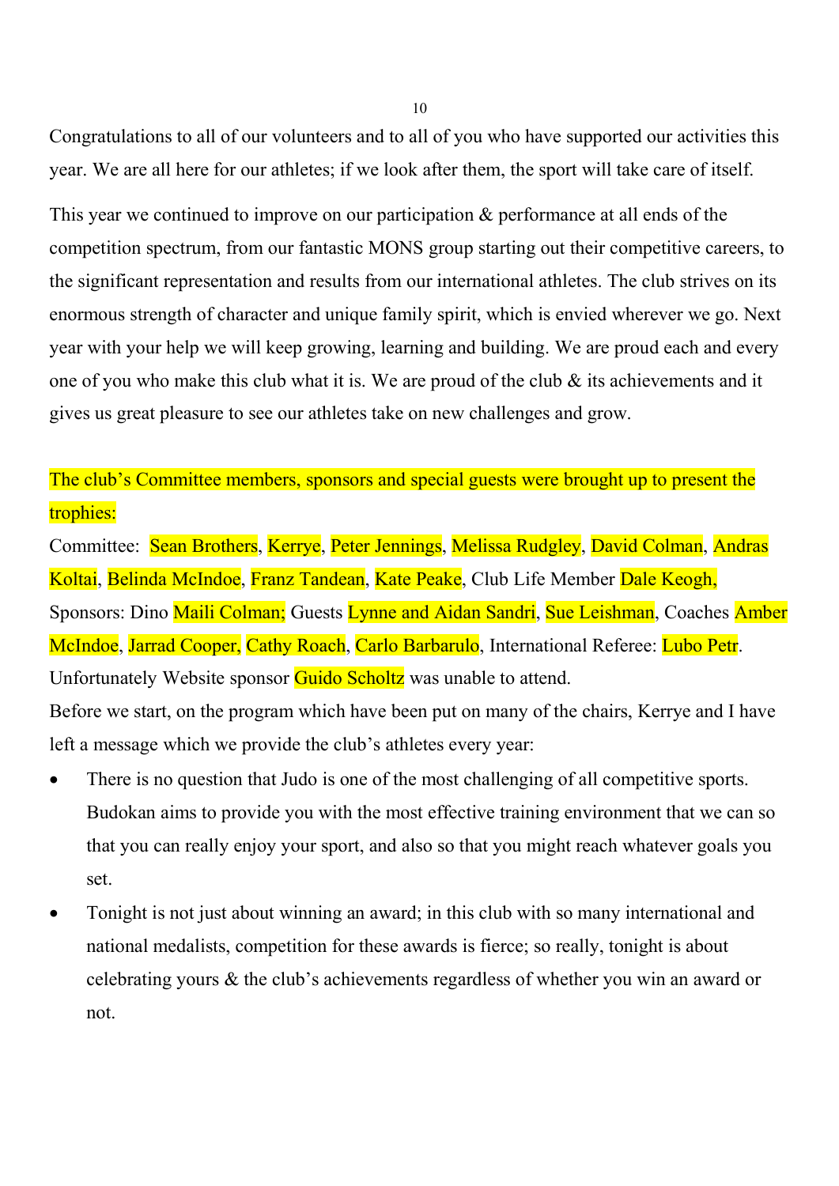Congratulations to all of our volunteers and to all of you who have supported our activities this year. We are all here for our athletes; if we look after them, the sport will take care of itself.

This year we continued to improve on our participation & performance at all ends of the competition spectrum, from our fantastic MONS group starting out their competitive careers, to the significant representation and results from our international athletes. The club strives on its enormous strength of character and unique family spirit, which is envied wherever we go. Next year with your help we will keep growing, learning and building. We are proud each and every one of you who make this club what it is. We are proud of the club & its achievements and it gives us great pleasure to see our athletes take on new challenges and grow.

The club's Committee members, sponsors and special guests were brought up to present the trophies:

Committee: Sean Brothers, Kerrye, Peter Jennings, Melissa Rudgley, David Colman, Andras Koltai, Belinda McIndoe, Franz Tandean, Kate Peake, Club Life Member Dale Keogh, Sponsors: Dino Maili Colman; Guests Lynne and Aidan Sandri, Sue Leishman, Coaches Amber McIndoe, Jarrad Cooper, Cathy Roach, Carlo Barbarulo, International Referee: Lubo Petr. Unfortunately Website sponsor Guido Scholtz was unable to attend.

Before we start, on the program which have been put on many of the chairs, Kerrye and I have left a message which we provide the club's athletes every year:

- There is no question that Judo is one of the most challenging of all competitive sports. Budokan aims to provide you with the most effective training environment that we can so that you can really enjoy your sport, and also so that you might reach whatever goals you set.
- Tonight is not just about winning an award; in this club with so many international and national medalists, competition for these awards is fierce; so really, tonight is about celebrating yours & the club's achievements regardless of whether you win an award or not.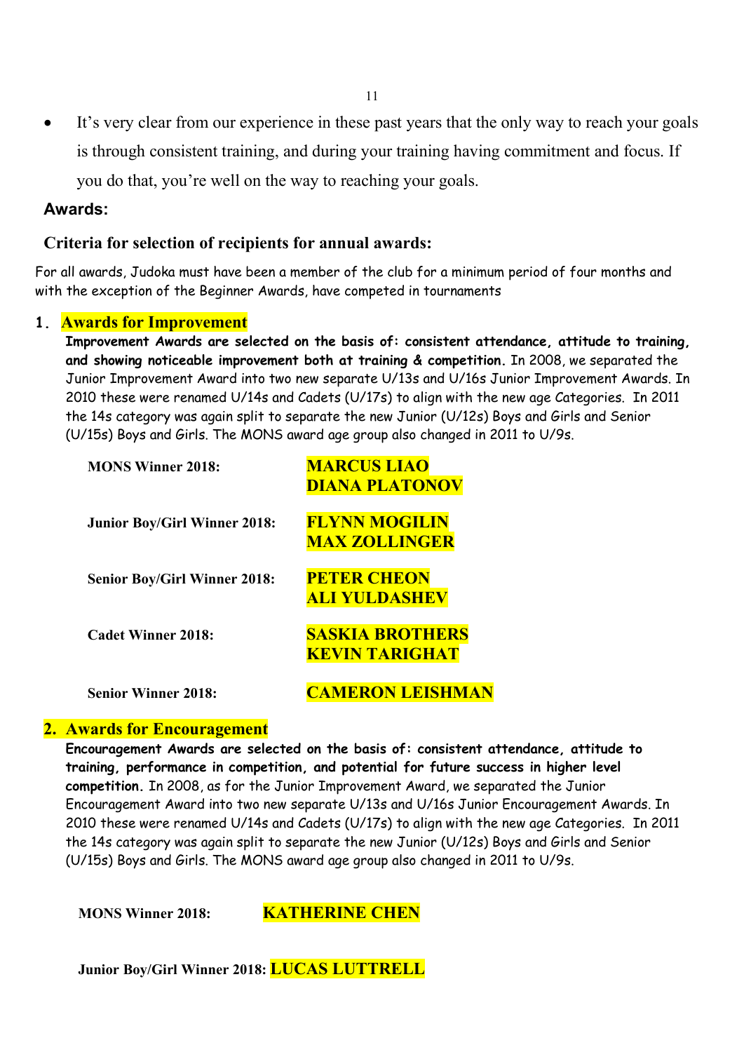- It's very clear from our experience in these past years that the only way to reach your goals is through consistent training, and during your training having commitment and focus. If you do that, you're well on the way to reaching your goals.

## Awards:

### Criteria for selection of recipients for annual awards:

For all awards, Judoka must have been a member of the club for a minimum period of four months and with the exception of the Beginner Awards, have competed in tournaments

### 1. Awards for Improvement

**Improvement Awards are selected on the basis of: consistent attendance, attitude to training, and showing noticeable improvement both at training & competition.** In 2008, we separated the Junior Improvement Award into two new separate U/13s and U/16s Junior Improvement Awards. In 2010 these were renamed U/14s and Cadets (U/17s) to align with the new age Categories. In 2011 the 14s category was again split to separate the new Junior (U/12s) Boys and Girls and Senior (U/15s) Boys and Girls. The MONS award age group also changed in 2011 to U/9s.

**MONS Winner 2018:** **MARCUS LIAO**, **DIANA PLATONOV**

**Junior Boy/Girl Winner 2018:** **FLYNN MOGILIN**, **MAX ZOLLINGER**

**Senior Boy/Girl Winner 2018:** **PETER CHEON**, **ALI YULDASHEV**

**Cadet Winner 2018:** **SASKIA BROTHERS**, **KEVIN TARIGHAT**

**Senior Winner 2018:** **CAMERON LEISHMAN**

### 2. Awards for Encouragement

**Encouragement Awards are selected on the basis of: consistent attendance, attitude to training, performance in competition, and potential for future success in higher level competition.** In 2008, as for the Junior Improvement Award, we separated the Junior Encouragement Award into two new separate U/13s and U/16s Junior Encouragement Awards. In 2010 these were renamed U/14s and Cadets (U/17s) to align with the new age Categories. In 2011 the 14s category was again split to separate the new Junior (U/12s) Boys and Girls and Senior (U/15s) Boys and Girls. The MONS award age group also changed in 2011 to U/9s.

**MONS Winner 2018:** **KATHERINE CHEN**

**Junior Boy/Girl Winner 2018:** **LUCAS LUTTRELL**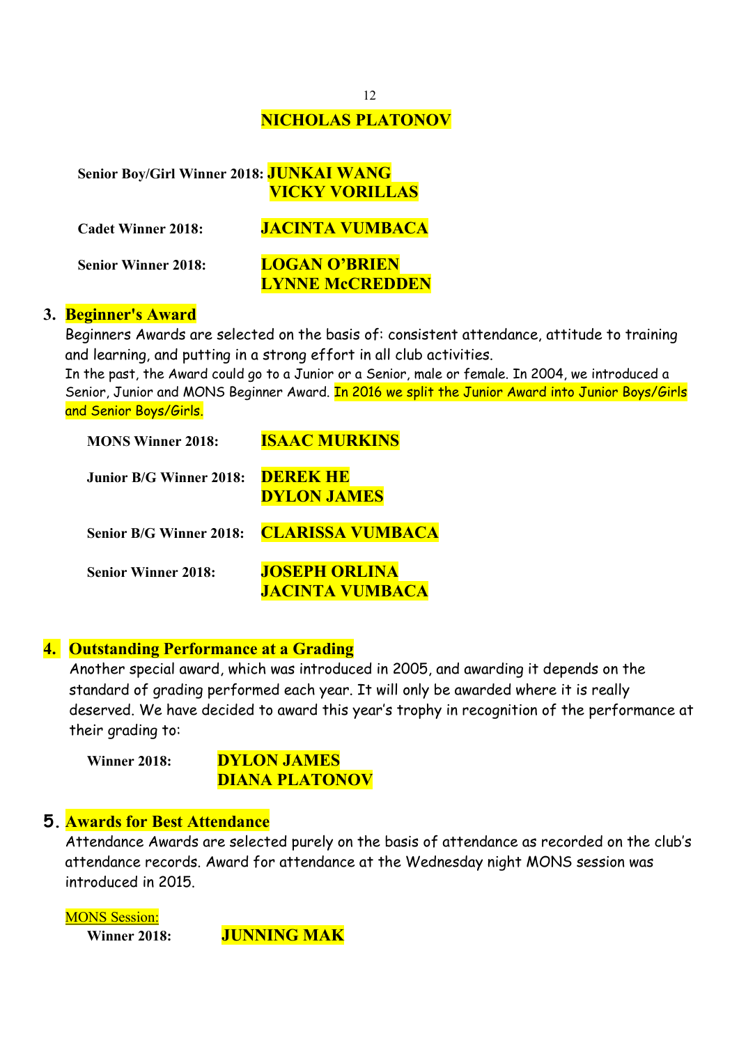**NICHOLAS PLATONOV**

**Senior Boy/Girl Winner 2018:** **JUNKAI WANG**
**VICKY VORILLAS**

**Cadet Winner 2018:** **JACINTA VUMBACA**

**Senior Winner 2018:** **LOGAN O'BRIEN**
**LYNNE McCREDDEN**

## 3. Beginner's Award

Beginners Awards are selected on the basis of: consistent attendance, attitude to training and learning, and putting in a strong effort in all club activities.

In the past, the Award could go to a Junior or a Senior, male or female. In 2004, we introduced a Senior, Junior and MONS Beginner Award. In 2016 we split the Junior Award into Junior Boys/Girls and Senior Boys/Girls.

**MONS Winner 2018:** **ISAAC MURKINS**

**Junior B/G Winner 2018:** **DEREK HE**
**DYLON JAMES**

**Senior B/G Winner 2018:** **CLARISSA VUMBACA**

**Senior Winner 2018:** **JOSEPH ORLINA**
**JACINTA VUMBACA**

## 4. Outstanding Performance at a Grading

Another special award, which was introduced in 2005, and awarding it depends on the standard of grading performed each year. It will only be awarded where it is really deserved. We have decided to award this year's trophy in recognition of the performance at their grading to:

**Winner 2018:** **DYLON JAMES**
**DIANA PLATONOV**

## 5. Awards for Best Attendance

Attendance Awards are selected purely on the basis of attendance as recorded on the club's attendance records. Award for attendance at the Wednesday night MONS session was introduced in 2015.

MONS Session:

**Winner 2018:** **JUNNING MAK**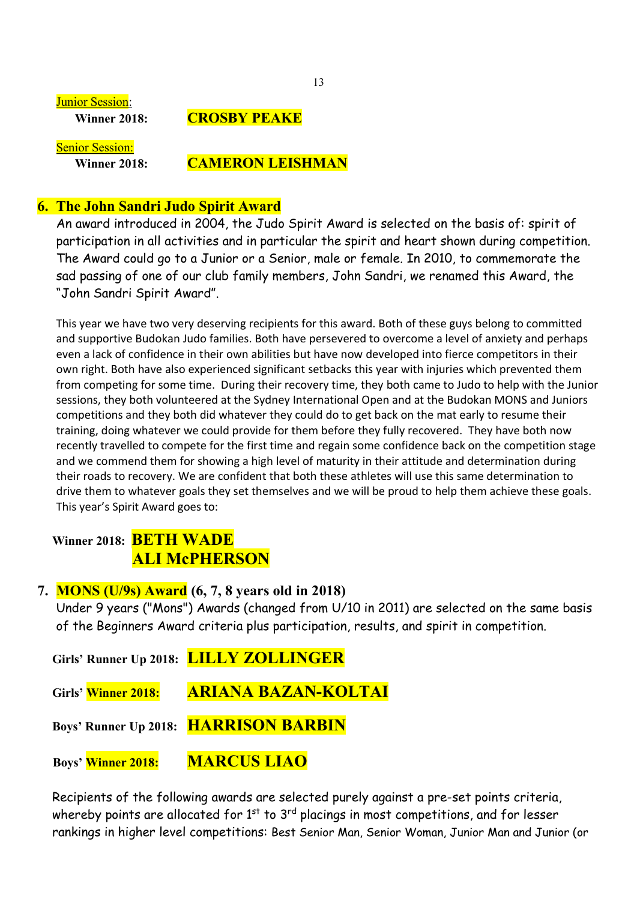Junior Session:

**Winner 2018:** **CROSBY PEAKE**

Senior Session:

**Winner 2018:** **CAMERON LEISHMAN**

## 6. The John Sandri Judo Spirit Award

An award introduced in 2004, the Judo Spirit Award is selected on the basis of: spirit of participation in all activities and in particular the spirit and heart shown during competition. The Award could go to a Junior or a Senior, male or female. In 2010, to commemorate the sad passing of one of our club family members, John Sandri, we renamed this Award, the "John Sandri Spirit Award".

This year we have two very deserving recipients for this award. Both of these guys belong to committed and supportive Budokan Judo families. Both have persevered to overcome a level of anxiety and perhaps even a lack of confidence in their own abilities but have now developed into fierce competitors in their own right. Both have also experienced significant setbacks this year with injuries which prevented them from competing for some time. During their recovery time, they both came to Judo to help with the Junior sessions, they both volunteered at the Sydney International Open and at the Budokan MONS and Juniors competitions and they both did whatever they could do to get back on the mat early to resume their training, doing whatever we could provide for them before they fully recovered. They have both now recently travelled to compete for the first time and regain some confidence back on the competition stage and we commend them for showing a high level of maturity in their attitude and determination during their roads to recovery. We are confident that both these athletes will use this same determination to drive them to whatever goals they set themselves and we will be proud to help them achieve these goals. This year's Spirit Award goes to:

**Winner 2018:** **BETH WADE**
**ALI McPHERSON**

## 7. MONS (U/9s) Award (6, 7, 8 years old in 2018)

Under 9 years ("Mons") Awards (changed from U/10 in 2011) are selected on the same basis of the Beginners Award criteria plus participation, results, and spirit in competition.

**Girls' Runner Up 2018:** **LILLY ZOLLINGER**

**Girls' Winner 2018:** **ARIANA BAZAN-KOLTAI**

**Boys' Runner Up 2018:** **HARRISON BARBIN**

**Boys' Winner 2018:** **MARCUS LIAO**

Recipients of the following awards are selected purely against a pre-set points criteria, whereby points are allocated for 1st to 3rd placings in most competitions, and for lesser rankings in higher level competitions: Best Senior Man, Senior Woman, Junior Man and Junior (or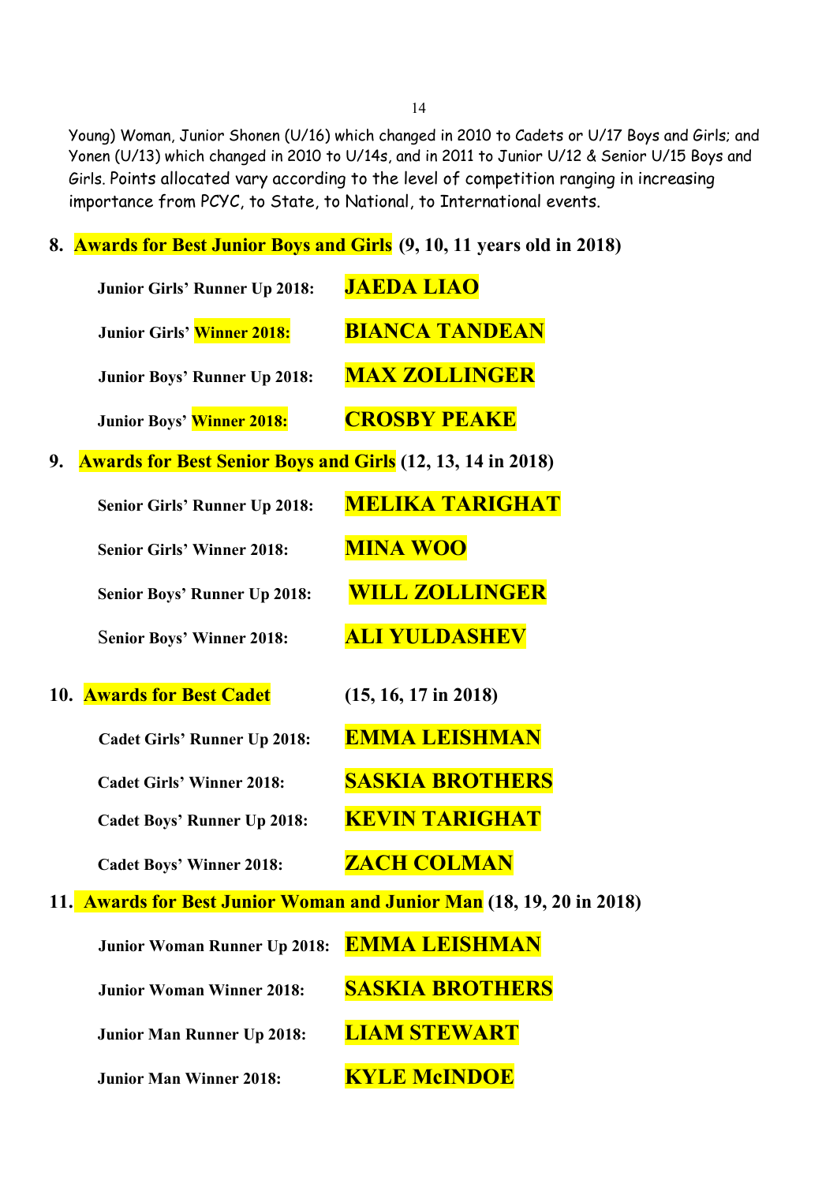Young) Woman, Junior Shonen (U/16) which changed in 2010 to Cadets or U/17 Boys and Girls; and Yonen (U/13) which changed in 2010 to U/14s, and in 2011 to Junior U/12 & Senior U/15 Boys and Girls. Points allocated vary according to the level of competition ranging in increasing importance from PCYC, to State, to National, to International events.

**8. Awards for Best Junior Boys and Girls (9, 10, 11 years old in 2018)**

**Junior Girls' Runner Up 2018:** **JAEDA LIAO**

**Junior Girls' Winner 2018:** **BIANCA TANDEAN**

**Junior Boys' Runner Up 2018:** **MAX ZOLLINGER**

**Junior Boys' Winner 2018:** **CROSBY PEAKE**

**9. Awards for Best Senior Boys and Girls (12, 13, 14 in 2018)**

**Senior Girls' Runner Up 2018:** **MELIKA TARIGHAT**

**Senior Girls' Winner 2018:** **MINA WOO**

**Senior Boys' Runner Up 2018:** **WILL ZOLLINGER**

**Senior Boys' Winner 2018:** **ALI YULDASHEV**

**10. Awards for Best Cadet (15, 16, 17 in 2018)**

**Cadet Girls' Runner Up 2018:** **EMMA LEISHMAN**

**Cadet Girls' Winner 2018:** **SASKIA BROTHERS**

**Cadet Boys' Runner Up 2018:** **KEVIN TARIGHAT**

**Cadet Boys' Winner 2018:** **ZACH COLMAN**

**11. Awards for Best Junior Woman and Junior Man (18, 19, 20 in 2018)**

**Junior Woman Runner Up 2018:** **EMMA LEISHMAN**

**Junior Woman Winner 2018:** **SASKIA BROTHERS**

**Junior Man Runner Up 2018:** **LIAM STEWART**

**Junior Man Winner 2018:** **KYLE McINDOE**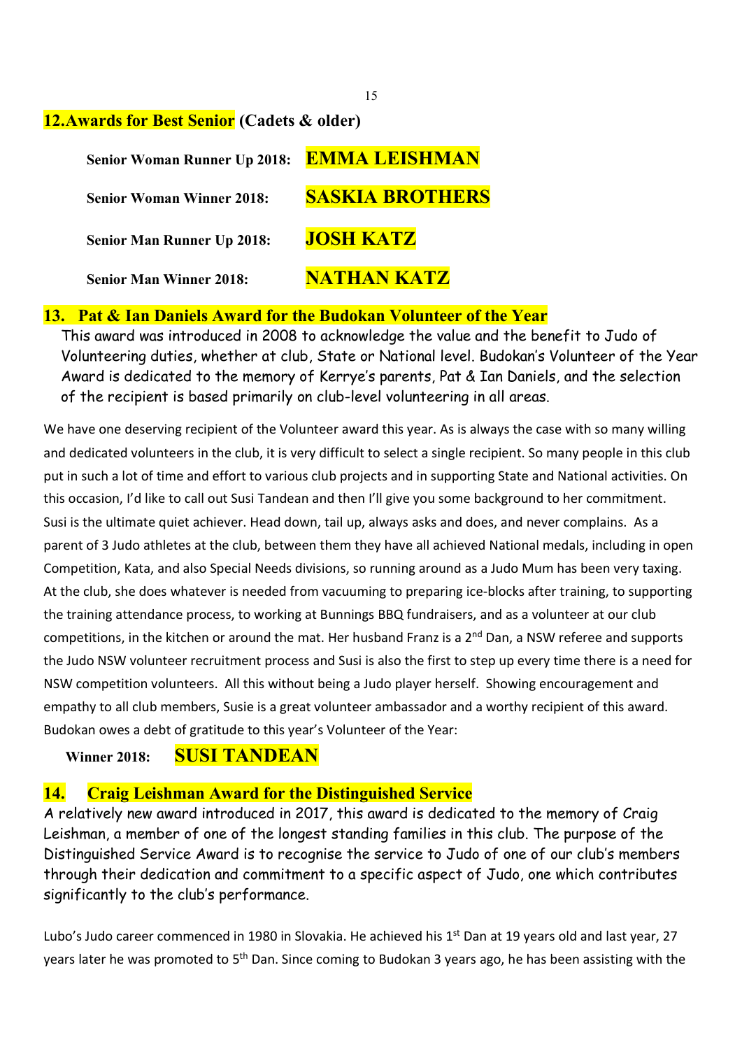## 12. Awards for Best Senior (Cadets & older)

**Senior Woman Runner Up 2018:** **EMMA LEISHMAN**

**Senior Woman Winner 2018:** **SASKIA BROTHERS**

**Senior Man Runner Up 2018:** **JOSH KATZ**

**Senior Man Winner 2018:** **NATHAN KATZ**

## 13. Pat & Ian Daniels Award for the Budokan Volunteer of the Year

This award was introduced in 2008 to acknowledge the value and the benefit to Judo of Volunteering duties, whether at club, State or National level. Budokan's Volunteer of the Year Award is dedicated to the memory of Kerrye's parents, Pat & Ian Daniels, and the selection of the recipient is based primarily on club-level volunteering in all areas.

We have one deserving recipient of the Volunteer award this year. As is always the case with so many willing and dedicated volunteers in the club, it is very difficult to select a single recipient. So many people in this club put in such a lot of time and effort to various club projects and in supporting State and National activities. On this occasion, I'd like to call out Susi Tandean and then I'll give you some background to her commitment. Susi is the ultimate quiet achiever. Head down, tail up, always asks and does, and never complains. As a parent of 3 Judo athletes at the club, between them they have all achieved National medals, including in open Competition, Kata, and also Special Needs divisions, so running around as a Judo Mum has been very taxing. At the club, she does whatever is needed from vacuuming to preparing ice-blocks after training, to supporting the training attendance process, to working at Bunnings BBQ fundraisers, and as a volunteer at our club competitions, in the kitchen or around the mat. Her husband Franz is a 2nd Dan, a NSW referee and supports the Judo NSW volunteer recruitment process and Susi is also the first to step up every time there is a need for NSW competition volunteers. All this without being a Judo player herself. Showing encouragement and empathy to all club members, Susie is a great volunteer ambassador and a worthy recipient of this award. Budokan owes a debt of gratitude to this year's Volunteer of the Year:

**Winner 2018:** **SUSI TANDEAN**

## 14. Craig Leishman Award for the Distinguished Service

A relatively new award introduced in 2017, this award is dedicated to the memory of Craig Leishman, a member of one of the longest standing families in this club. The purpose of the Distinguished Service Award is to recognise the service to Judo of one of our club's members through their dedication and commitment to a specific aspect of Judo, one which contributes significantly to the club's performance.

Lubo's Judo career commenced in 1980 in Slovakia. He achieved his 1st Dan at 19 years old and last year, 27 years later he was promoted to 5th Dan. Since coming to Budokan 3 years ago, he has been assisting with the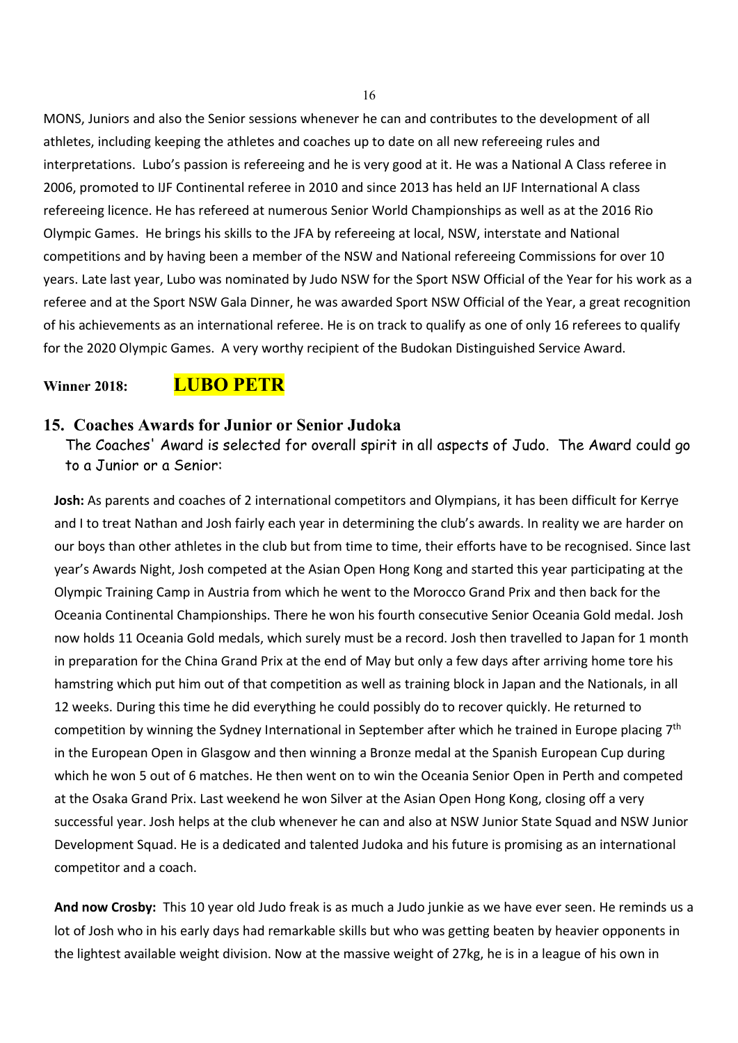MONS, Juniors and also the Senior sessions whenever he can and contributes to the development of all athletes, including keeping the athletes and coaches up to date on all new refereeing rules and interpretations. Lubo's passion is refereeing and he is very good at it. He was a National A Class referee in 2006, promoted to IJF Continental referee in 2010 and since 2013 has held an IJF International A class refereeing licence. He has refereed at numerous Senior World Championships as well as at the 2016 Rio Olympic Games. He brings his skills to the JFA by refereeing at local, NSW, interstate and National competitions and by having been a member of the NSW and National refereeing Commissions for over 10 years. Late last year, Lubo was nominated by Judo NSW for the Sport NSW Official of the Year for his work as a referee and at the Sport NSW Gala Dinner, he was awarded Sport NSW Official of the Year, a great recognition of his achievements as an international referee. He is on track to qualify as one of only 16 referees to qualify for the 2020 Olympic Games. A very worthy recipient of the Budokan Distinguished Service Award.

**Winner 2018: LUBO PETR**

## 15. Coaches Awards for Junior or Senior Judoka

The Coaches' Award is selected for overall spirit in all aspects of Judo. The Award could go to a Junior or a Senior:

**Josh:** As parents and coaches of 2 international competitors and Olympians, it has been difficult for Kerrye and I to treat Nathan and Josh fairly each year in determining the club's awards. In reality we are harder on our boys than other athletes in the club but from time to time, their efforts have to be recognised. Since last year's Awards Night, Josh competed at the Asian Open Hong Kong and started this year participating at the Olympic Training Camp in Austria from which he went to the Morocco Grand Prix and then back for the Oceania Continental Championships. There he won his fourth consecutive Senior Oceania Gold medal. Josh now holds 11 Oceania Gold medals, which surely must be a record. Josh then travelled to Japan for 1 month in preparation for the China Grand Prix at the end of May but only a few days after arriving home tore his hamstring which put him out of that competition as well as training block in Japan and the Nationals, in all 12 weeks. During this time he did everything he could possibly do to recover quickly. He returned to competition by winning the Sydney International in September after which he trained in Europe placing 7th in the European Open in Glasgow and then winning a Bronze medal at the Spanish European Cup during which he won 5 out of 6 matches. He then went on to win the Oceania Senior Open in Perth and competed at the Osaka Grand Prix. Last weekend he won Silver at the Asian Open Hong Kong, closing off a very successful year. Josh helps at the club whenever he can and also at NSW Junior State Squad and NSW Junior Development Squad. He is a dedicated and talented Judoka and his future is promising as an international competitor and a coach.

**And now Crosby:** This 10 year old Judo freak is as much a Judo junkie as we have ever seen. He reminds us a lot of Josh who in his early days had remarkable skills but who was getting beaten by heavier opponents in the lightest available weight division. Now at the massive weight of 27kg, he is in a league of his own in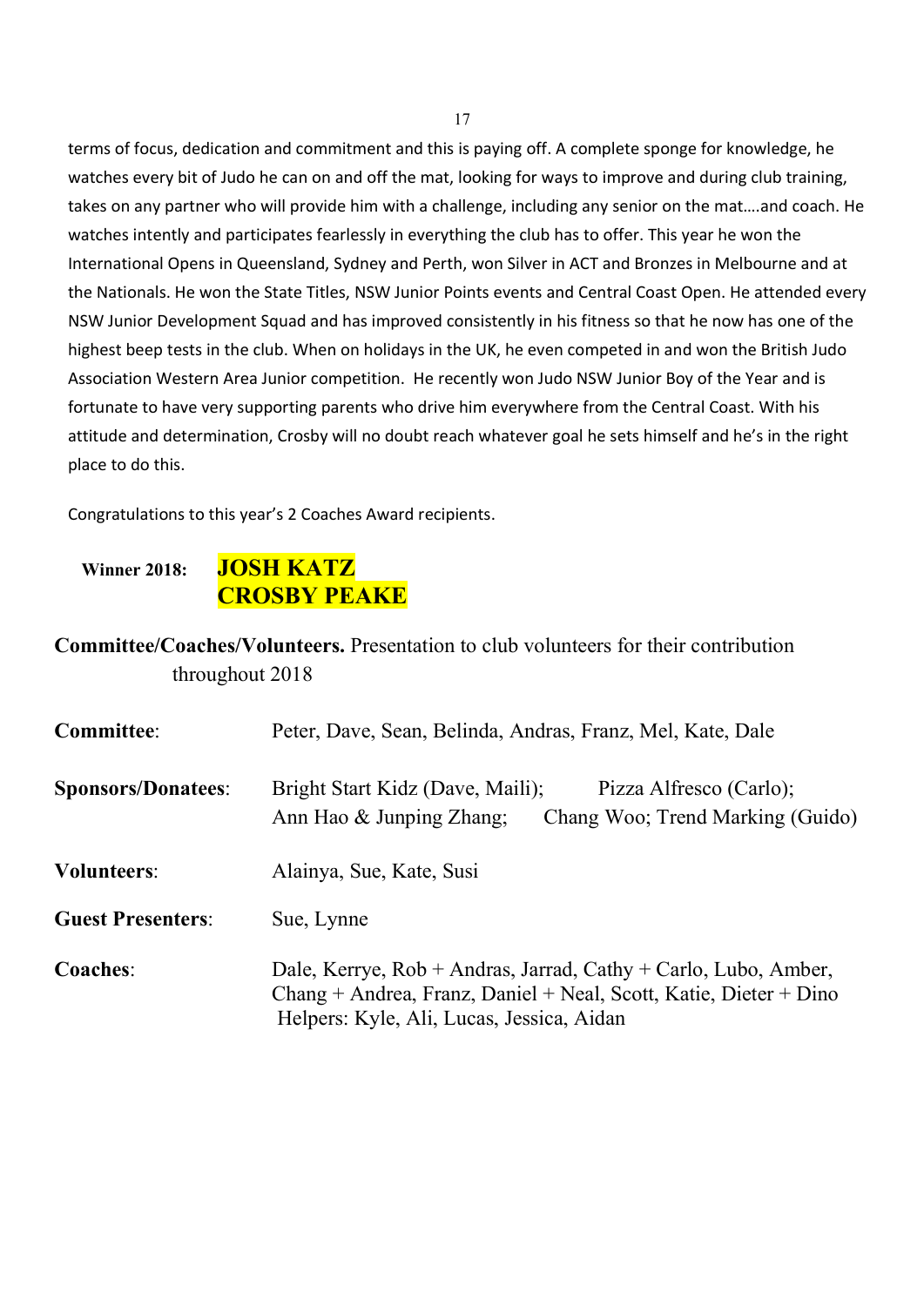terms of focus, dedication and commitment and this is paying off. A complete sponge for knowledge, he watches every bit of Judo he can on and off the mat, looking for ways to improve and during club training, takes on any partner who will provide him with a challenge, including any senior on the mat….and coach. He watches intently and participates fearlessly in everything the club has to offer. This year he won the International Opens in Queensland, Sydney and Perth, won Silver in ACT and Bronzes in Melbourne and at the Nationals. He won the State Titles, NSW Junior Points events and Central Coast Open. He attended every NSW Junior Development Squad and has improved consistently in his fitness so that he now has one of the highest beep tests in the club. When on holidays in the UK, he even competed in and won the British Judo Association Western Area Junior competition. He recently won Judo NSW Junior Boy of the Year and is fortunate to have very supporting parents who drive him everywhere from the Central Coast. With his attitude and determination, Crosby will no doubt reach whatever goal he sets himself and he's in the right place to do this.

Congratulations to this year's 2 Coaches Award recipients.

**Winner 2018:** **JOSH KATZ**
**CROSBY PEAKE**

**Committee/Coaches/Volunteers.** Presentation to club volunteers for their contribution throughout 2018

**Committee**: Peter, Dave, Sean, Belinda, Andras, Franz, Mel, Kate, Dale

**Sponsors/Donatees**: Bright Start Kidz (Dave, Maili); Pizza Alfresco (Carlo); Ann Hao & Junping Zhang; Chang Woo; Trend Marking (Guido)

**Volunteers**: Alainya, Sue, Kate, Susi

**Guest Presenters**: Sue, Lynne

**Coaches**: Dale, Kerrye, Rob + Andras, Jarrad, Cathy + Carlo, Lubo, Amber, Chang + Andrea, Franz, Daniel + Neal, Scott, Katie, Dieter + Dino
Helpers: Kyle, Ali, Lucas, Jessica, Aidan